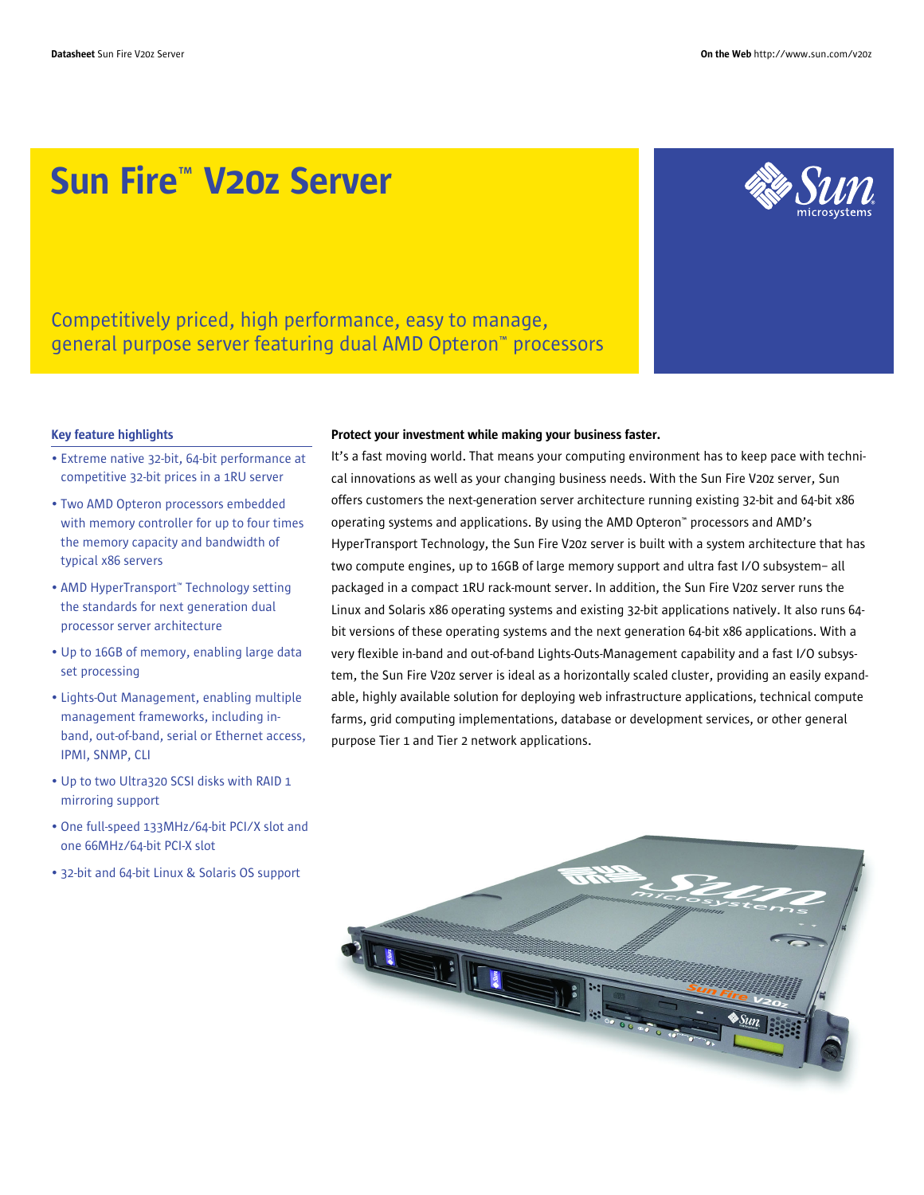# Sun Fire™ V20z Server

Competitively priced, high performance, easy to manage, general purpose server featuring dual AMD Opteron™ processors

### Key feature highlights

- Extreme native 32-bit, 64-bit performance at competitive 32-bit prices in a 1RU server
- Two AMD Opteron processors embedded with memory controller for up to four times the memory capacity and bandwidth of typical x86 servers
- AMD HyperTransport™ Technology setting the standards for next generation dual processor server architecture
- Up to 16GB of memory, enabling large data set processing
- Lights-Out Management, enabling multiple management frameworks, including in-band, out-of-band, serial or Ethernet access, IPMI, SNMP, CLI
- Up to two Ultra320 SCSI disks with RAID 1 mirroring support
- One full-speed 133MHz/64-bit PCI/X slot and one 66MHz/64-bit PCI-X slot
- 32-bit and 64-bit Linux & Solaris OS support

**Protect your investment while making your business faster.**

It's a fast moving world. That means your computing environment has to keep pace with technical innovations as well as your changing business needs. With the Sun Fire V20z server, Sun offers customers the next-generation server architecture running existing 32-bit and 64-bit x86 operating systems and applications. By using the AMD Opteron™ processors and AMD's HyperTransport Technology, the Sun Fire V20z server is built with a system architecture that has two compute engines, up to 16GB of large memory support and ultra fast I/O subsystem– all packaged in a compact 1RU rack-mount server. In addition, the Sun Fire V20z server runs the Linux and Solaris x86 operating systems and existing 32-bit applications natively. It also runs 64-bit versions of these operating systems and the next generation 64-bit x86 applications. With a very flexible in-band and out-of-band Lights-Outs-Management capability and a fast I/O subsystem, the Sun Fire V20z server is ideal as a horizontally scaled cluster, providing an easily expandable, highly available solution for deploying web infrastructure applications, technical compute farms, grid computing implementations, database or development services, or other general purpose Tier 1 and Tier 2 network applications.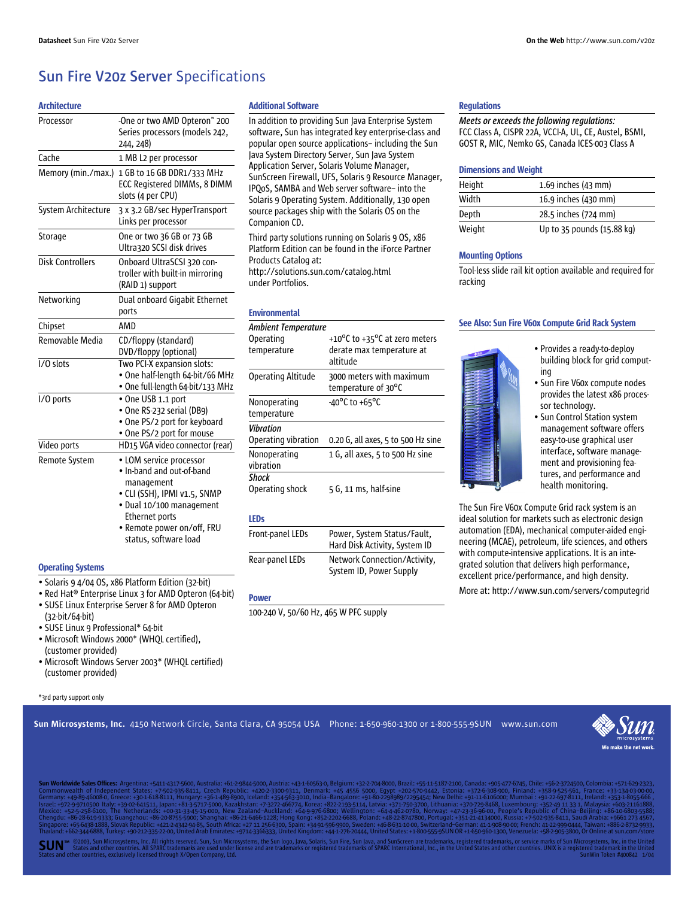# Sun Fire V20z Server Specifications

## Architecture

| | |
|---|---|
| Processor | -One or two AMD Opteron™ 200 Series processors (models 242, 244, 248) |
| Cache | 1 MB L2 per processor |
| Memory (min./max.) | 1 GB to 16 GB DDR1/333 MHz ECC Registered DIMMs, 8 DIMM slots (4 per CPU) |
| System Architecture | 3 x 3.2 GB/sec HyperTransport Links per processor |
| Storage | One or two 36 GB or 73 GB Ultra320 SCSI disk drives |
| Disk Controllers | Onboard UltraSCSI 320 controller with built-in mirroring (RAID 1) support |
| Networking | Dual onboard Gigabit Ethernet ports |
| Chipset | AMD |
| Removable Media | CD/floppy (standard)<br>DVD/floppy (optional) |
| I/O slots | Two PCI-X expansion slots:<br>• One half-length 64-bit/66 MHz<br>• One full-length 64-bit/133 MHz |
| I/O ports | • One USB 1.1 port<br>• One RS-232 serial (DB9)<br>• One PS/2 port for keyboard<br>• One PS/2 port for mouse |
| Video ports | HD15 VGA video connector (rear) |
| Remote System | • LOM service processor<br>• In-band and out-of-band management<br>• CLI (SSH), IPMI v1.5, SNMP<br>• Dual 10/100 management Ethernet ports<br>• Remote power on/off, FRU status, software load |

## Operating Systems

- Solaris 9 4/04 OS, x86 Platform Edition (32-bit)
- Red Hat® Enterprise Linux 3 for AMD Opteron (64-bit)
- SUSE Linux Enterprise Server 8 for AMD Opteron (32-bit/64-bit)
- SUSE Linux 9 Professional* 64-bit
- Microsoft Windows 2000* (WHQL certified), (customer provided)
- Microsoft Windows Server 2003* (WHQL certified) (customer provided)

*3rd party support only

## Additional Software

In addition to providing Sun Java Enterprise System software, Sun has integrated key enterprise-class and popular open source applications– including the Sun Java System Directory Server, Sun Java System Application Server, Solaris Volume Manager, SunScreen Firewall, UFS, Solaris 9 Resource Manager, IPQoS, SAMBA and Web server software– into the Solaris 9 Operating System. Additionally, 130 open source packages ship with the Solaris OS on the Companion CD.

Third party solutions running on Solaris 9 OS, x86 Platform Edition can be found in the iForce Partner Products Catalog at: http://solutions.sun.com/catalog.html under Portfolios.

## Environmental

| | |
|---|---|
| ***Ambient Temperature*** | |
| Operating temperature | +10°C to +35°C at zero meters derate max temperature at altitude |
| Operating Altitude | 3000 meters with maximum temperature of 30°C |
| Nonoperating temperature | -40°C to +65°C |
| ***Vibration*** | |
| Operating vibration | 0.20 G, all axes, 5 to 500 Hz sine |
| Nonoperating vibration | 1 G, all axes, 5 to 500 Hz sine |
| ***Shock*** | |
| Operating shock | 5 G, 11 ms, half-sine |

## LEDs

| | |
|---|---|
| Front-panel LEDs | Power, System Status/Fault, Hard Disk Activity, System ID |
| Rear-panel LEDs | Network Connection/Activity, System ID, Power Supply |

## Power

100-240 V, 50/60 Hz, 465 W PFC supply

## Regulations

*Meets or exceeds the following regulations:*
FCC Class A, CISPR 22A, VCCI-A, UL, CE, Austel, BSMI, GOST R, MIC, Nemko GS, Canada ICES-003 Class A

## Dimensions and Weight

| | |
|---|---|
| Height | 1.69 inches (43 mm) |
| Width | 16.9 inches (430 mm) |
| Depth | 28.5 inches (724 mm) |
| Weight | Up to 35 pounds (15.88 kg) |

## Mounting Options

Tool-less slide rail kit option available and required for racking

## See Also: Sun Fire V60x Compute Grid Rack System

- Provides a ready-to-deploy building block for grid computing
- Sun Fire V60x compute nodes provides the latest x86 processor technology.
- Sun Control Station system management software offers easy-to-use graphical user interface, software management and provisioning features, and performance and health monitoring.

The Sun Fire V60x Compute Grid rack system is an ideal solution for markets such as electronic design automation (EDA), mechanical computer-aided engineering (MCAE), petroleum, life sciences, and others with compute-intensive applications. It is an integrated solution that delivers high performance, excellent price/performance, and high density.

More at: http://www.sun.com/servers/computegrid

**Sun Microsystems, Inc.** 4150 Network Circle, Santa Clara, CA 95054 USA Phone: 1-650-960-1300 or 1-800-555-9SUN www.sun.com

Sun microsystems — We make the net work.

**Sun Worldwide Sales Offices:** Argentina: +5411-4317-5600, Australia: +61-2-9844-5000, Austria: +43-1-60563-0, Belgium: +32-2-704-8000, Brazil: +55-11-5187-2100, Canada: +905-477-6745, Chile: +56-2-3724500, Colombia: +571-629-2323, Commonwealth of Independent States: +7-502-935-8411, Czech Republic: +420-2-3300-9311, Denmark: +45 4556 5000, Egypt +202-570-9442, Estonia: +372-6-308-900, Finland: +358-9-525-561, France: +33-134-03-00-00, Germany: +49-89-46008-0, Greece: +30-1-618-8111, Hungary: +36-1-489-8900, Iceland: +354-563-3010, India–Bangalore: +91-80-2298989/2295454; New Delhi: +91-11-6106000; Mumbai : +91-22-697-8111, Ireland: +353-1-8055-666 , Israel: +972-9-9710500 Italy: +39-02-641511, Japan: +81-3-5717-5000, Kazakhstan: +7-3272-466774, Korea: +822-2193-5114, Latvia: +371-750-3700, Lithuania: +370-729-8468, Luxembourg: +352-49 11 33 1, Malaysia: +603-21161888, Mexico: +52-5-258-6100, The Netherlands: +00-31-33-45-15-000, New Zealand–Auckland: +64-9-976-6800; Wellington: +64-4-462-0780, Norway: +47-23-36-96-00, People's Republic of China–Beijing: +86-10-6803-5588; Chengdu: +86-28-619-9333; Guangzhou: +86-20-8755-5900; Shanghai: +86-21-6466-1228; Hong Kong: +852-2202-6688, Poland: +48-22-8747800, Portugal: +351-21-4134000, Russia: +7-502-935-8411, Saudi Arabia: +9661 273 4567, Singapore: +65-6438-1888, Slovak Republic: +421-2-4342-94-85, South Africa: +27 11 256-6300, Spain: +34-91-596-9900, Sweden: +46-8-631-10-00, Switzerland–German: 41-1-908-90-00; French: 41-22-999-0444, Taiwan: +886-2-8732-9933, Thailand: +662-344-6888, Turkey: +90-212-335-22-00, United Arab Emirates: +9714-3366333, United Kingdom: +44-1-276-20444, United States: +1-800-555-9SUN OR +1-650-960-1300, Venezuela: +58-2-905-3800, Or Online at sun.com/store

SUN™ ©2003, Sun Microsystems, Inc. All rights reserved. Sun, Sun Microsystems, the Sun logo, Java, Solaris, Sun Fire, Sun Java, and SunScreen are trademarks, registered trademarks, or service marks of Sun Microsystems, Inc. in the United States and other countries. All SPARC trademarks are used under license and are trademarks or registered trademarks of SPARC International, Inc., in the United States and other countries. UNIX is a registered trademark in the United States and other countries, exclusively licensed through X/Open Company, Ltd.

SunWin Token #400842 1/04